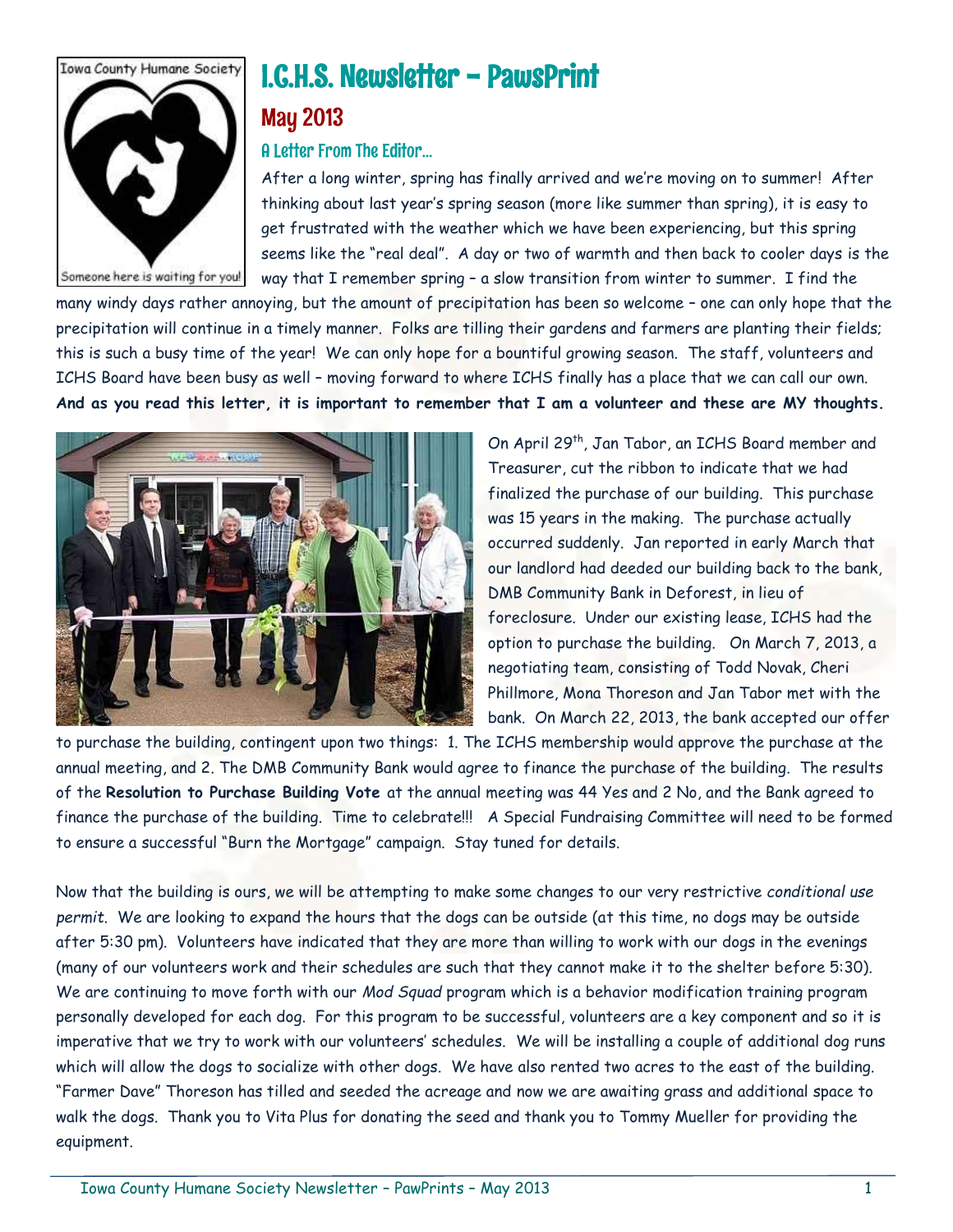Iowa County Humane Society

Someone here is waiting for you!

# I.C.H.S. Newsletter – PawsPrint

## May 2013

### A Letter From The Editor…

After a long winter, spring has finally arrived and we're moving on to summer! After thinking about last year's spring season (more like summer than spring), it is easy to get frustrated with the weather which we have been experiencing, but this spring seems like the "real deal". A day or two of warmth and then back to cooler days is the way that I remember spring – a slow transition from winter to summer. I find the many windy days rather annoying, but the amount of precipitation has been so welcome – one can only hope that the precipitation will continue in a timely manner. Folks are tilling their gardens and farmers are planting their fields; this is such a busy time of the year! We can only hope for a bountiful growing season. The staff, volunteers and ICHS Board have been busy as well – moving forward to where ICHS finally has a place that we can call our own. **And as you read this letter, it is important to remember that I am a volunteer and these are MY thoughts.**

On April 29th, Jan Tabor, an ICHS Board member and Treasurer, cut the ribbon to indicate that we had finalized the purchase of our building. This purchase was 15 years in the making. The purchase actually occurred suddenly. Jan reported in early March that our landlord had deeded our building back to the bank, DMB Community Bank in Deforest, in lieu of foreclosure. Under our existing lease, ICHS had the option to purchase the building. On March 7, 2013, a negotiating team, consisting of Todd Novak, Cheri Phillmore, Mona Thoreson and Jan Tabor met with the bank. On March 22, 2013, the bank accepted our offer to purchase the building, contingent upon two things: 1. The ICHS membership would approve the purchase at the annual meeting, and 2. The DMB Community Bank would agree to finance the purchase of the building. The results of the **Resolution to Purchase Building Vote** at the annual meeting was 44 Yes and 2 No, and the Bank agreed to finance the purchase of the building. Time to celebrate!!! A Special Fundraising Committee will need to be formed to ensure a successful "Burn the Mortgage" campaign. Stay tuned for details.

Now that the building is ours, we will be attempting to make some changes to our very restrictive *conditional use permit*. We are looking to expand the hours that the dogs can be outside (at this time, no dogs may be outside after 5:30 pm). Volunteers have indicated that they are more than willing to work with our dogs in the evenings (many of our volunteers work and their schedules are such that they cannot make it to the shelter before 5:30). We are continuing to move forth with our *Mod Squad* program which is a behavior modification training program personally developed for each dog. For this program to be successful, volunteers are a key component and so it is imperative that we try to work with our volunteers' schedules. We will be installing a couple of additional dog runs which will allow the dogs to socialize with other dogs. We have also rented two acres to the east of the building. "Farmer Dave" Thoreson has tilled and seeded the acreage and now we are awaiting grass and additional space to walk the dogs. Thank you to Vita Plus for donating the seed and thank you to Tommy Mueller for providing the equipment.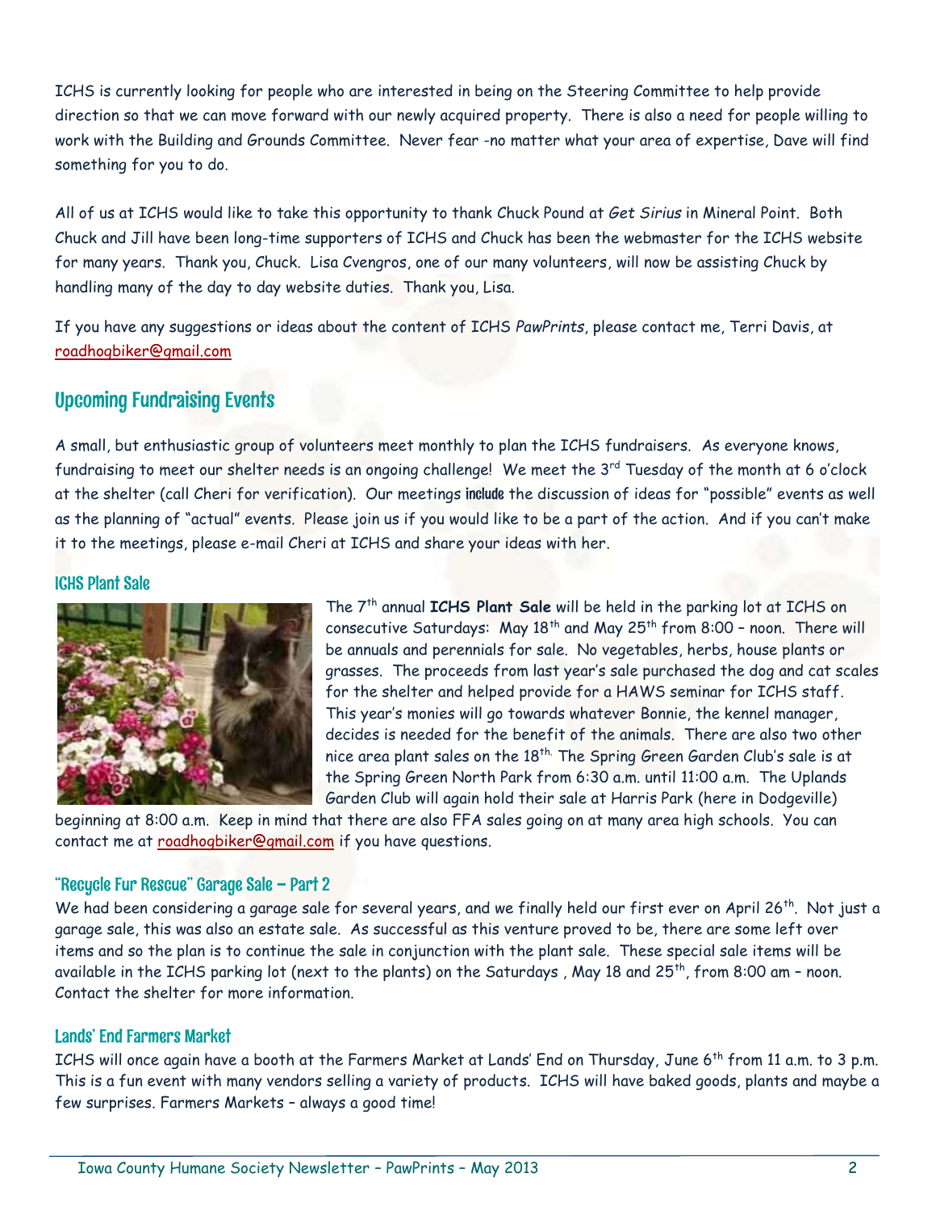ICHS is currently looking for people who are interested in being on the Steering Committee to help provide direction so that we can move forward with our newly acquired property. There is also a need for people willing to work with the Building and Grounds Committee. Never fear -no matter what your area of expertise, Dave will find something for you to do.

All of us at ICHS would like to take this opportunity to thank Chuck Pound at *Get Sirius* in Mineral Point. Both Chuck and Jill have been long-time supporters of ICHS and Chuck has been the webmaster for the ICHS website for many years. Thank you, Chuck. Lisa Cvengros, one of our many volunteers, will now be assisting Chuck by handling many of the day to day website duties. Thank you, Lisa.

If you have any suggestions or ideas about the content of ICHS *PawPrints*, please contact me, Terri Davis, at roadhogbiker@gmail.com

## Upcoming Fundraising Events

A small, but enthusiastic group of volunteers meet monthly to plan the ICHS fundraisers. As everyone knows, fundraising to meet our shelter needs is an ongoing challenge! We meet the 3rd Tuesday of the month at 6 o'clock at the shelter (call Cheri for verification). Our meetings include the discussion of ideas for "possible" events as well as the planning of "actual" events. Please join us if you would like to be a part of the action. And if you can't make it to the meetings, please e-mail Cheri at ICHS and share your ideas with her.

### ICHS Plant Sale

The 7th annual **ICHS Plant Sale** will be held in the parking lot at ICHS on consecutive Saturdays: May 18th and May 25th from 8:00 – noon. There will be annuals and perennials for sale. No vegetables, herbs, house plants or grasses. The proceeds from last year's sale purchased the dog and cat scales for the shelter and helped provide for a HAWS seminar for ICHS staff. This year's monies will go towards whatever Bonnie, the kennel manager, decides is needed for the benefit of the animals. There are also two other nice area plant sales on the 18th. The Spring Green Garden Club's sale is at the Spring Green North Park from 6:30 a.m. until 11:00 a.m. The Uplands Garden Club will again hold their sale at Harris Park (here in Dodgeville) beginning at 8:00 a.m. Keep in mind that there are also FFA sales going on at many area high schools. You can contact me at roadhogbiker@gmail.com if you have questions.

### "Recycle Fur Rescue" Garage Sale – Part 2

We had been considering a garage sale for several years, and we finally held our first ever on April 26th. Not just a garage sale, this was also an estate sale. As successful as this venture proved to be, there are some left over items and so the plan is to continue the sale in conjunction with the plant sale. These special sale items will be available in the ICHS parking lot (next to the plants) on the Saturdays , May 18 and 25th, from 8:00 am – noon. Contact the shelter for more information.

### Lands' End Farmers Market

ICHS will once again have a booth at the Farmers Market at Lands' End on Thursday, June 6th from 11 a.m. to 3 p.m. This is a fun event with many vendors selling a variety of products. ICHS will have baked goods, plants and maybe a few surprises. Farmers Markets – always a good time!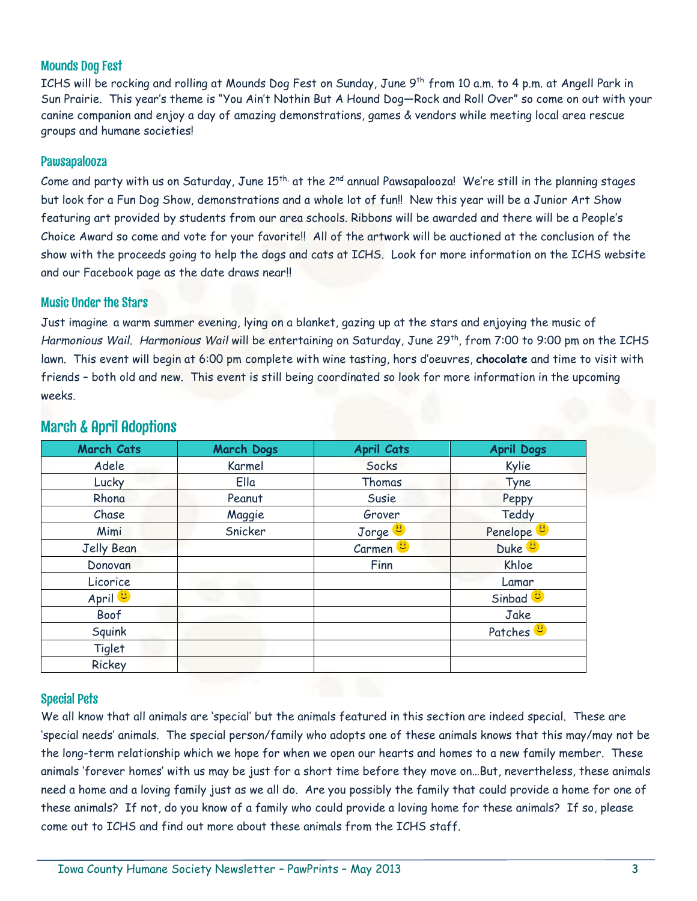## Mounds Dog Fest

ICHS will be rocking and rolling at Mounds Dog Fest on Sunday, June 9th from 10 a.m. to 4 p.m. at Angell Park in Sun Prairie. This year's theme is "You Ain't Nothin But A Hound Dog—Rock and Roll Over" so come on out with your canine companion and enjoy a day of amazing demonstrations, games & vendors while meeting local area rescue groups and humane societies!

## Pawsapalooza

Come and party with us on Saturday, June 15th, at the 2nd annual Pawsapalooza! We're still in the planning stages but look for a Fun Dog Show, demonstrations and a whole lot of fun!! New this year will be a Junior Art Show featuring art provided by students from our area schools. Ribbons will be awarded and there will be a People's Choice Award so come and vote for your favorite!! All of the artwork will be auctioned at the conclusion of the show with the proceeds going to help the dogs and cats at ICHS. Look for more information on the ICHS website and our Facebook page as the date draws near!!

## Music Under the Stars

Just imagine a warm summer evening, lying on a blanket, gazing up at the stars and enjoying the music of *Harmonious Wail*. *Harmonious Wail* will be entertaining on Saturday, June 29th, from 7:00 to 9:00 pm on the ICHS lawn. This event will begin at 6:00 pm complete with wine tasting, hors d'oeuvres, **chocolate** and time to visit with friends – both old and new. This event is still being coordinated so look for more information in the upcoming weeks.

## March & April Adoptions

| March Cats | March Dogs | April Cats | April Dogs |
|---|---|---|---|
| Adele | Karmel | Socks | Kylie |
| Lucky | Ella | Thomas | Tyne |
| Rhona | Peanut | Susie | Peppy |
| Chase | Maggie | Grover | Teddy |
| Mimi | Snicker | Jorge 😊 | Penelope 😊 |
| Jelly Bean | | Carmen 😊 | Duke 😊 |
| Donovan | | Finn | Khloe |
| Licorice | | | Lamar |
| April 😊 | | | Sinbad 😊 |
| Boof | | | Jake |
| Squink | | | Patches 😊 |
| Tiglet | | | |
| Rickey | | | |

## Special Pets

We all know that all animals are 'special' but the animals featured in this section are indeed special. These are 'special needs' animals. The special person/family who adopts one of these animals knows that this may/may not be the long-term relationship which we hope for when we open our hearts and homes to a new family member. These animals 'forever homes' with us may be just for a short time before they move on…But, nevertheless, these animals need a home and a loving family just as we all do. Are you possibly the family that could provide a home for one of these animals? If not, do you know of a family who could provide a loving home for these animals? If so, please come out to ICHS and find out more about these animals from the ICHS staff.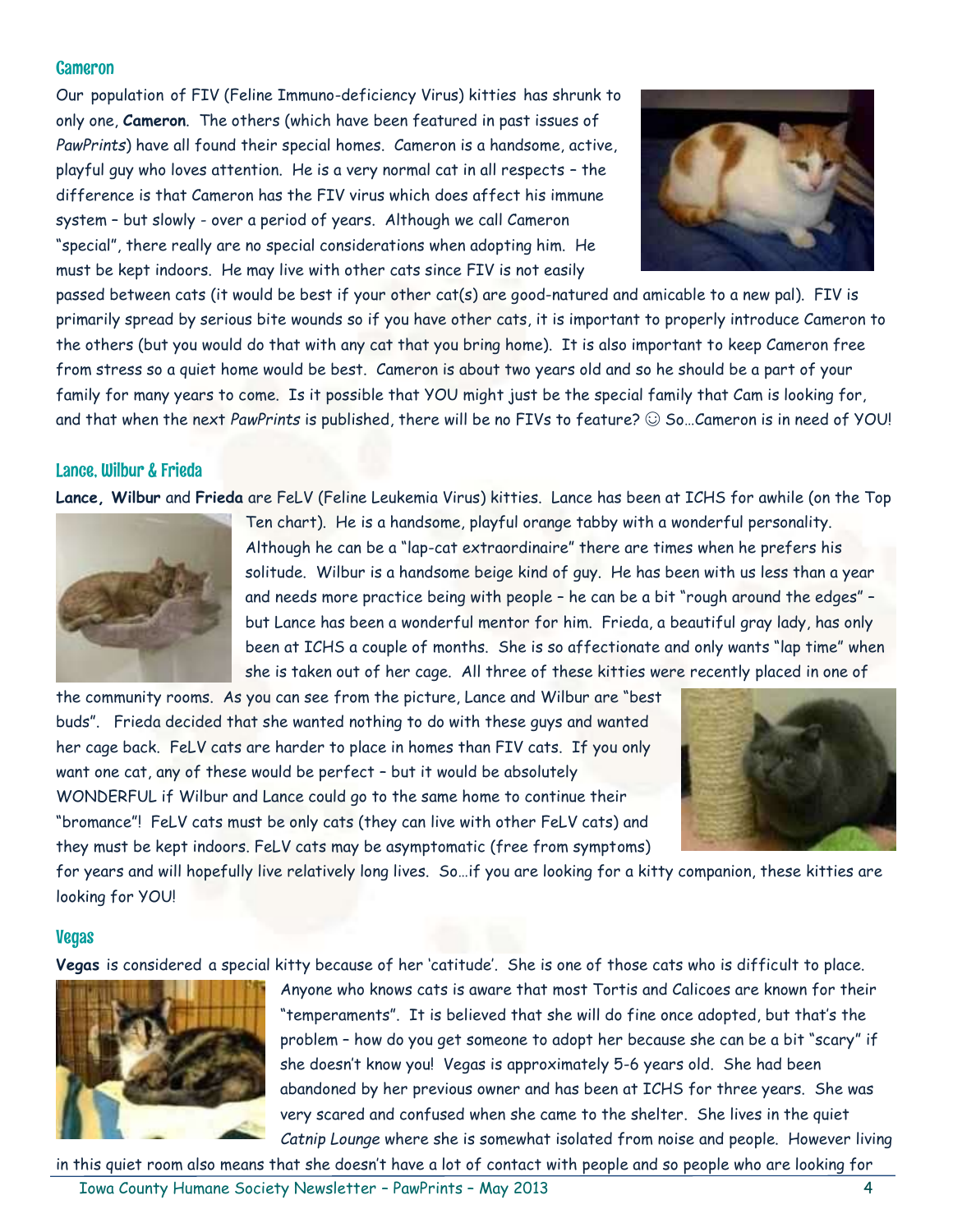### Cameron

Our population of FIV (Feline Immuno-deficiency Virus) kitties has shrunk to only one, **Cameron**. The others (which have been featured in past issues of *PawPrints*) have all found their special homes. Cameron is a handsome, active, playful guy who loves attention. He is a very normal cat in all respects – the difference is that Cameron has the FIV virus which does affect his immune system – but slowly - over a period of years. Although we call Cameron "special", there really are no special considerations when adopting him. He must be kept indoors. He may live with other cats since FIV is not easily passed between cats (it would be best if your other cat(s) are good-natured and amicable to a new pal). FIV is primarily spread by serious bite wounds so if you have other cats, it is important to properly introduce Cameron to the others (but you would do that with any cat that you bring home). It is also important to keep Cameron free from stress so a quiet home would be best. Cameron is about two years old and so he should be a part of your family for many years to come. Is it possible that YOU might just be the special family that Cam is looking for, and that when the next *PawPrints* is published, there will be no FIVs to feature? ☺ So…Cameron is in need of YOU!

### Lance, Wilbur & Frieda

**Lance, Wilbur** and **Frieda** are FeLV (Feline Leukemia Virus) kitties. Lance has been at ICHS for awhile (on the Top Ten chart). He is a handsome, playful orange tabby with a wonderful personality. Although he can be a "lap-cat extraordinaire" there are times when he prefers his solitude. Wilbur is a handsome beige kind of guy. He has been with us less than a year and needs more practice being with people – he can be a bit "rough around the edges" – but Lance has been a wonderful mentor for him. Frieda, a beautiful gray lady, has only been at ICHS a couple of months. She is so affectionate and only wants "lap time" when she is taken out of her cage. All three of these kitties were recently placed in one of the community rooms. As you can see from the picture, Lance and Wilbur are "best buds". Frieda decided that she wanted nothing to do with these guys and wanted her cage back. FeLV cats are harder to place in homes than FIV cats. If you only want one cat, any of these would be perfect – but it would be absolutely WONDERFUL if Wilbur and Lance could go to the same home to continue their "bromance"! FeLV cats must be only cats (they can live with other FeLV cats) and they must be kept indoors. FeLV cats may be asymptomatic (free from symptoms) for years and will hopefully live relatively long lives. So…if you are looking for a kitty companion, these kitties are looking for YOU!

### Vegas

**Vegas** is considered a special kitty because of her 'catitude'. She is one of those cats who is difficult to place. Anyone who knows cats is aware that most Tortis and Calicoes are known for their "temperaments". It is believed that she will do fine once adopted, but that's the problem – how do you get someone to adopt her because she can be a bit "scary" if she doesn't know you! Vegas is approximately 5-6 years old. She had been abandoned by her previous owner and has been at ICHS for three years. She was very scared and confused when she came to the shelter. She lives in the quiet *Catnip Lounge* where she is somewhat isolated from noise and people. However living in this quiet room also means that she doesn't have a lot of contact with people and so people who are looking for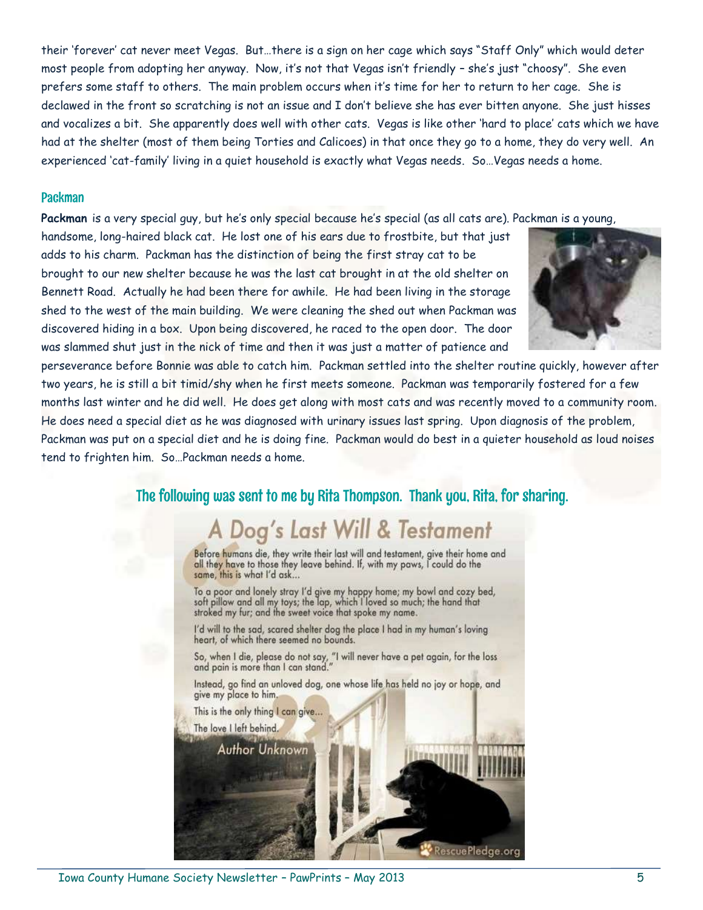their 'forever' cat never meet Vegas. But…there is a sign on her cage which says "Staff Only" which would deter most people from adopting her anyway. Now, it's not that Vegas isn't friendly – she's just "choosy". She even prefers some staff to others. The main problem occurs when it's time for her to return to her cage. She is declawed in the front so scratching is not an issue and I don't believe she has ever bitten anyone. She just hisses and vocalizes a bit. She apparently does well with other cats. Vegas is like other 'hard to place' cats which we have had at the shelter (most of them being Torties and Calicoes) in that once they go to a home, they do very well. An experienced 'cat-family' living in a quiet household is exactly what Vegas needs. So…Vegas needs a home.

## Packman

**Packman** is a very special guy, but he's only special because he's special (as all cats are). Packman is a young, handsome, long-haired black cat. He lost one of his ears due to frostbite, but that just adds to his charm. Packman has the distinction of being the first stray cat to be brought to our new shelter because he was the last cat brought in at the old shelter on Bennett Road. Actually he had been there for awhile. He had been living in the storage shed to the west of the main building. We were cleaning the shed out when Packman was discovered hiding in a box. Upon being discovered, he raced to the open door. The door was slammed shut just in the nick of time and then it was just a matter of patience and perseverance before Bonnie was able to catch him. Packman settled into the shelter routine quickly, however after two years, he is still a bit timid/shy when he first meets someone. Packman was temporarily fostered for a few months last winter and he did well. He does get along with most cats and was recently moved to a community room. He does need a special diet as he was diagnosed with urinary issues last spring. Upon diagnosis of the problem, Packman was put on a special diet and he is doing fine. Packman would do best in a quieter household as loud noises tend to frighten him. So…Packman needs a home.

## The following was sent to me by Rita Thompson. Thank you, Rita, for sharing.

### A Dog's Last Will & Testament

Before humans die, they write their last will and testament, give their home and all they have to those they leave behind. If, with my paws, I could do the same, this is what I'd ask…

To a poor and lonely stray I'd give my happy home; my bowl and cozy bed, soft pillow and all my toys; the lap, which I loved so much; the hand that stroked my fur; and the sweet voice that spoke my name.

I'd will to the sad, scared shelter dog the place I had in my human's loving heart, of which there seemed no bounds.

So, when I die, please do not say, "I will never have a pet again, for the loss and pain is more than I can stand."

Instead, go find an unloved dog, one whose life has held no joy or hope, and give my place to him.

This is the only thing I can give…

The love I left behind.

*Author Unknown*

RescuePledge.org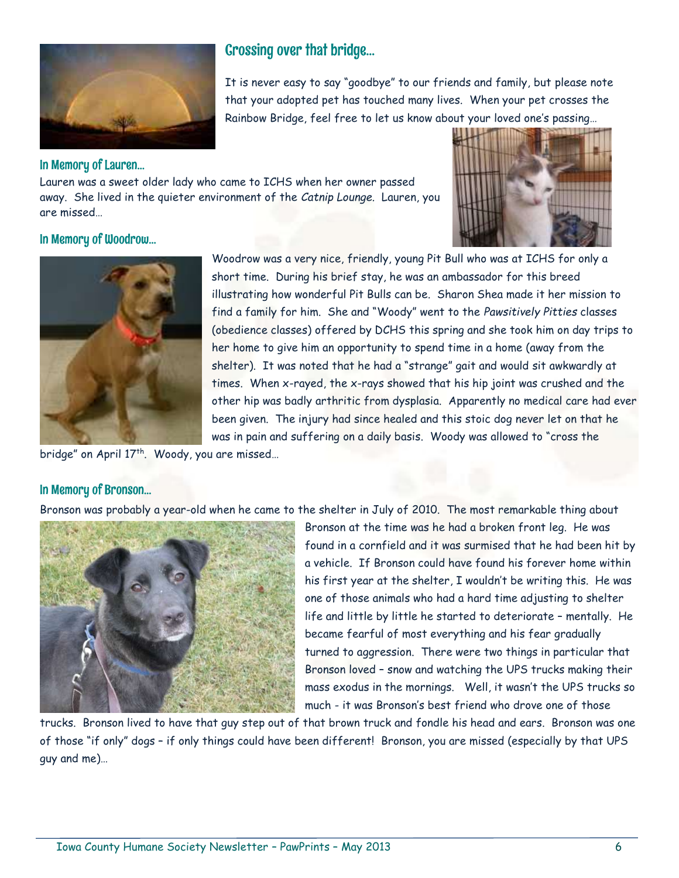## Crossing over that bridge…

It is never easy to say "goodbye" to our friends and family, but please note that your adopted pet has touched many lives. When your pet crosses the Rainbow Bridge, feel free to let us know about your loved one's passing…

### In Memory of Lauren…

Lauren was a sweet older lady who came to ICHS when her owner passed away. She lived in the quieter environment of the *Catnip Lounge*. Lauren, you are missed…

### In Memory of Woodrow…

Woodrow was a very nice, friendly, young Pit Bull who was at ICHS for only a short time. During his brief stay, he was an ambassador for this breed illustrating how wonderful Pit Bulls can be. Sharon Shea made it her mission to find a family for him. She and "Woody" went to the *Pawsitively Pitties* classes (obedience classes) offered by DCHS this spring and she took him on day trips to her home to give him an opportunity to spend time in a home (away from the shelter). It was noted that he had a "strange" gait and would sit awkwardly at times. When x-rayed, the x-rays showed that his hip joint was crushed and the other hip was badly arthritic from dysplasia. Apparently no medical care had ever been given. The injury had since healed and this stoic dog never let on that he was in pain and suffering on a daily basis. Woody was allowed to "cross the bridge" on April 17th. Woody, you are missed…

### In Memory of Bronson…

Bronson was probably a year-old when he came to the shelter in July of 2010. The most remarkable thing about Bronson at the time was he had a broken front leg. He was found in a cornfield and it was surmised that he had been hit by a vehicle. If Bronson could have found his forever home within his first year at the shelter, I wouldn't be writing this. He was one of those animals who had a hard time adjusting to shelter life and little by little he started to deteriorate – mentally. He became fearful of most everything and his fear gradually turned to aggression. There were two things in particular that Bronson loved – snow and watching the UPS trucks making their mass exodus in the mornings. Well, it wasn't the UPS trucks so much - it was Bronson's best friend who drove one of those trucks. Bronson lived to have that guy step out of that brown truck and fondle his head and ears. Bronson was one of those "if only" dogs – if only things could have been different! Bronson, you are missed (especially by that UPS guy and me)…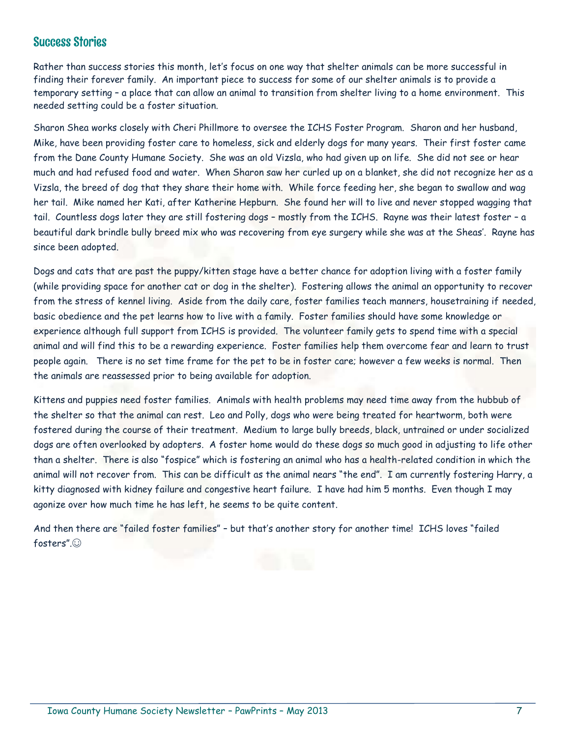## Success Stories

Rather than success stories this month, let's focus on one way that shelter animals can be more successful in finding their forever family. An important piece to success for some of our shelter animals is to provide a temporary setting – a place that can allow an animal to transition from shelter living to a home environment. This needed setting could be a foster situation.

Sharon Shea works closely with Cheri Phillmore to oversee the ICHS Foster Program. Sharon and her husband, Mike, have been providing foster care to homeless, sick and elderly dogs for many years. Their first foster came from the Dane County Humane Society. She was an old Vizsla, who had given up on life. She did not see or hear much and had refused food and water. When Sharon saw her curled up on a blanket, she did not recognize her as a Vizsla, the breed of dog that they share their home with. While force feeding her, she began to swallow and wag her tail. Mike named her Kati, after Katherine Hepburn. She found her will to live and never stopped wagging that tail. Countless dogs later they are still fostering dogs – mostly from the ICHS. Rayne was their latest foster – a beautiful dark brindle bully breed mix who was recovering from eye surgery while she was at the Sheas'. Rayne has since been adopted.

Dogs and cats that are past the puppy/kitten stage have a better chance for adoption living with a foster family (while providing space for another cat or dog in the shelter). Fostering allows the animal an opportunity to recover from the stress of kennel living. Aside from the daily care, foster families teach manners, housetraining if needed, basic obedience and the pet learns how to live with a family. Foster families should have some knowledge or experience although full support from ICHS is provided. The volunteer family gets to spend time with a special animal and will find this to be a rewarding experience. Foster families help them overcome fear and learn to trust people again. There is no set time frame for the pet to be in foster care; however a few weeks is normal. Then the animals are reassessed prior to being available for adoption.

Kittens and puppies need foster families. Animals with health problems may need time away from the hubbub of the shelter so that the animal can rest. Leo and Polly, dogs who were being treated for heartworm, both were fostered during the course of their treatment. Medium to large bully breeds, black, untrained or under socialized dogs are often overlooked by adopters. A foster home would do these dogs so much good in adjusting to life other than a shelter. There is also "fospice" which is fostering an animal who has a health-related condition in which the animal will not recover from. This can be difficult as the animal nears "the end". I am currently fostering Harry, a kitty diagnosed with kidney failure and congestive heart failure. I have had him 5 months. Even though I may agonize over how much time he has left, he seems to be quite content.

And then there are "failed foster families" – but that's another story for another time! ICHS loves "failed fosters".☺